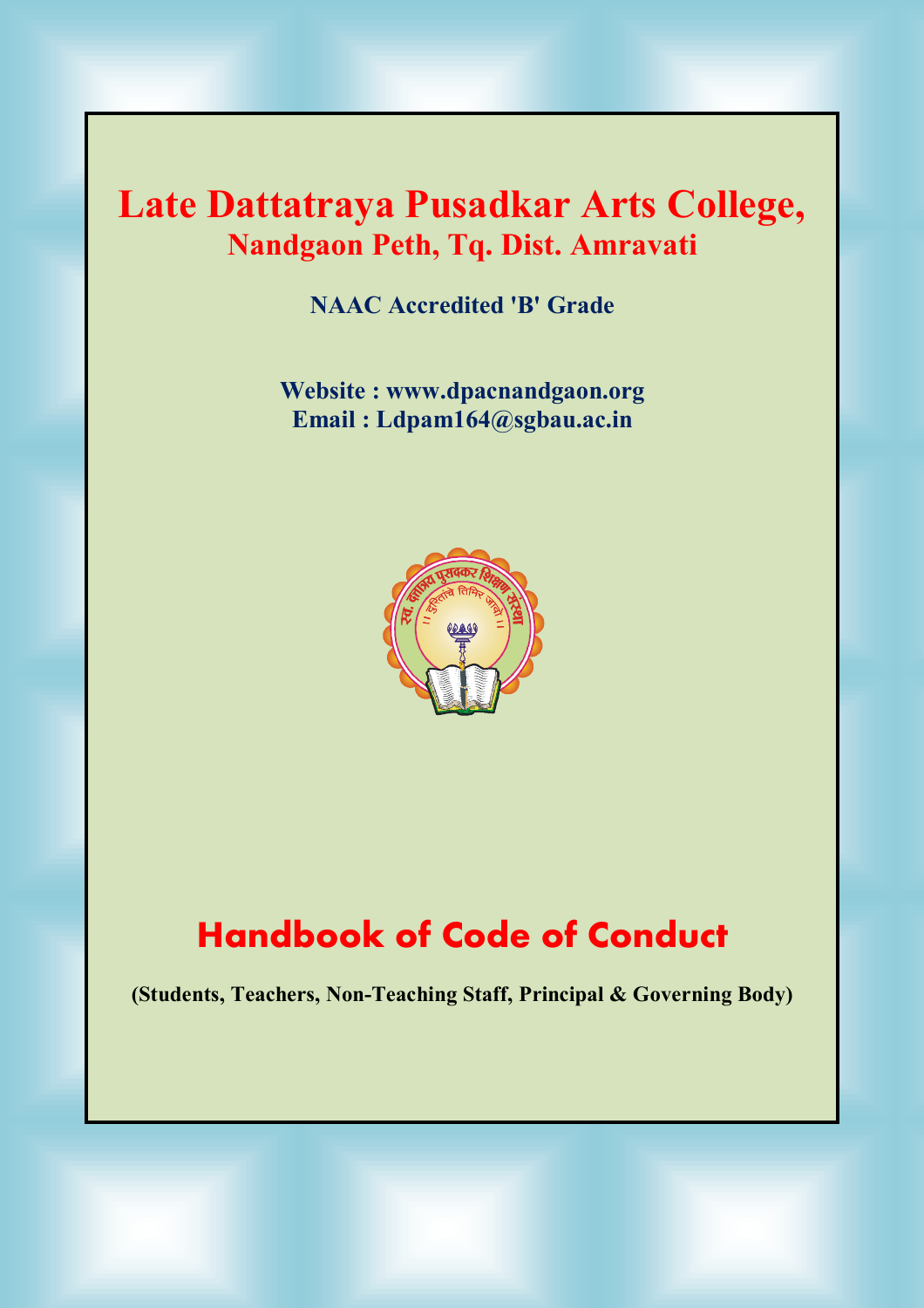# Late Dattatraya Pusadkar Arts College,

## Nandgaon Peth, Tq. Dist. Amravati

**NAAC Accredited 'B' Grade**

**Website : www.dpacnandgaon.org**
**Email : Ldpam164@sgbau.ac.in**

# Handbook of Code of Conduct

**(Students, Teachers, Non-Teaching Staff, Principal & Governing Body)**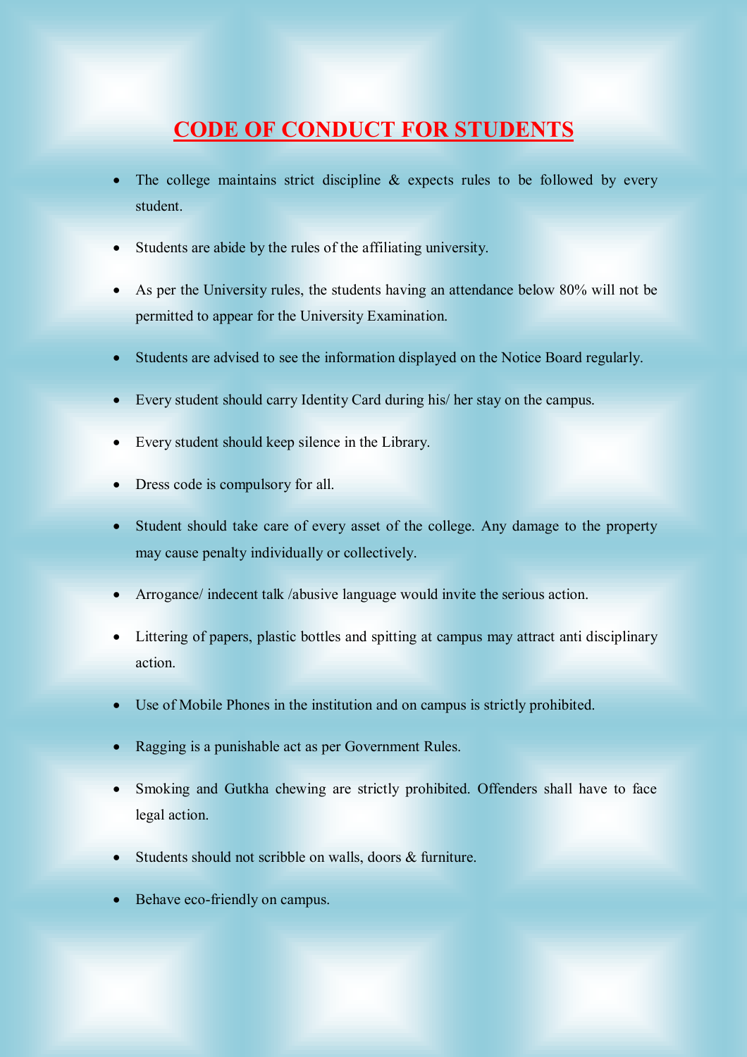# CODE OF CONDUCT FOR STUDENTS

- The college maintains strict discipline & expects rules to be followed by every student.
- Students are abide by the rules of the affiliating university.
- As per the University rules, the students having an attendance below 80% will not be permitted to appear for the University Examination.
- Students are advised to see the information displayed on the Notice Board regularly.
- Every student should carry Identity Card during his/ her stay on the campus.
- Every student should keep silence in the Library.
- Dress code is compulsory for all.
- Student should take care of every asset of the college. Any damage to the property may cause penalty individually or collectively.
- Arrogance/ indecent talk /abusive language would invite the serious action.
- Littering of papers, plastic bottles and spitting at campus may attract anti disciplinary action.
- Use of Mobile Phones in the institution and on campus is strictly prohibited.
- Ragging is a punishable act as per Government Rules.
- Smoking and Gutkha chewing are strictly prohibited. Offenders shall have to face legal action.
- Students should not scribble on walls, doors & furniture.
- Behave eco-friendly on campus.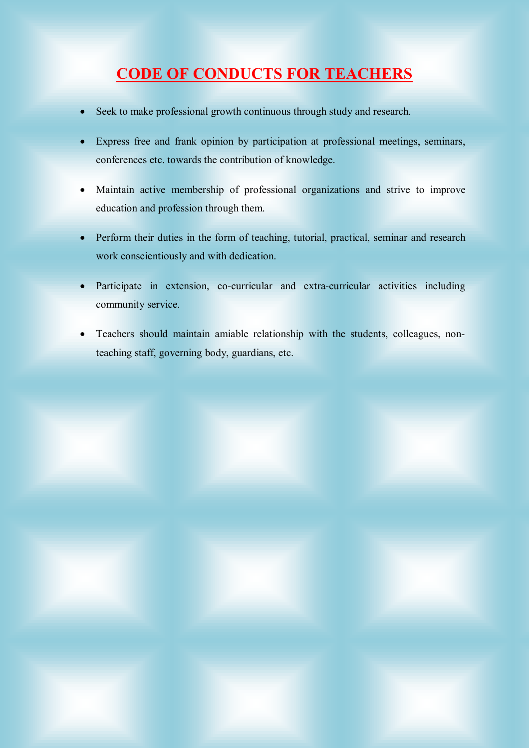# CODE OF CONDUCTS FOR TEACHERS

- Seek to make professional growth continuous through study and research.
- Express free and frank opinion by participation at professional meetings, seminars, conferences etc. towards the contribution of knowledge.
- Maintain active membership of professional organizations and strive to improve education and profession through them.
- Perform their duties in the form of teaching, tutorial, practical, seminar and research work conscientiously and with dedication.
- Participate in extension, co-curricular and extra-curricular activities including community service.
- Teachers should maintain amiable relationship with the students, colleagues, non-teaching staff, governing body, guardians, etc.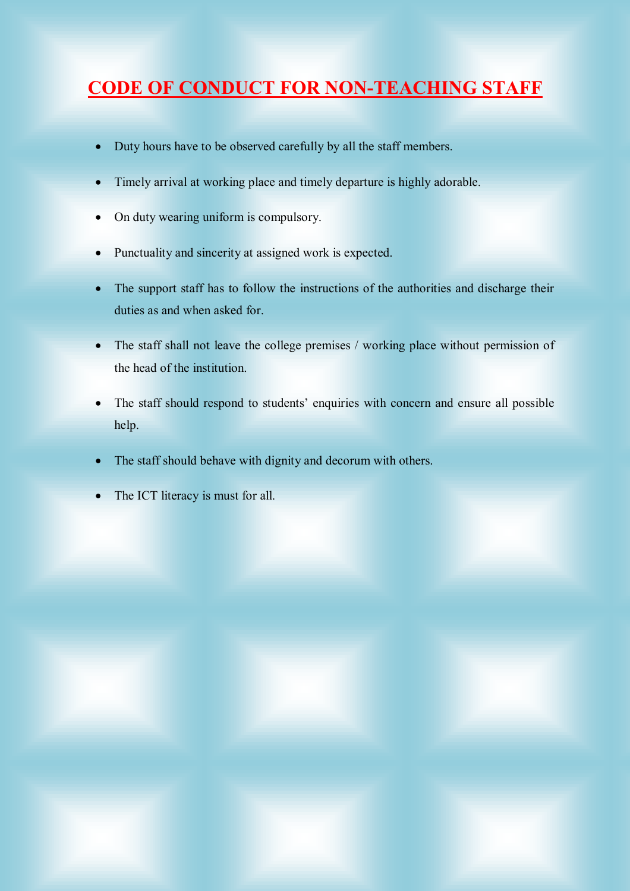# CODE OF CONDUCT FOR NON-TEACHING STAFF

- Duty hours have to be observed carefully by all the staff members.
- Timely arrival at working place and timely departure is highly adorable.
- On duty wearing uniform is compulsory.
- Punctuality and sincerity at assigned work is expected.
- The support staff has to follow the instructions of the authorities and discharge their duties as and when asked for.
- The staff shall not leave the college premises / working place without permission of the head of the institution.
- The staff should respond to students' enquiries with concern and ensure all possible help.
- The staff should behave with dignity and decorum with others.
- The ICT literacy is must for all.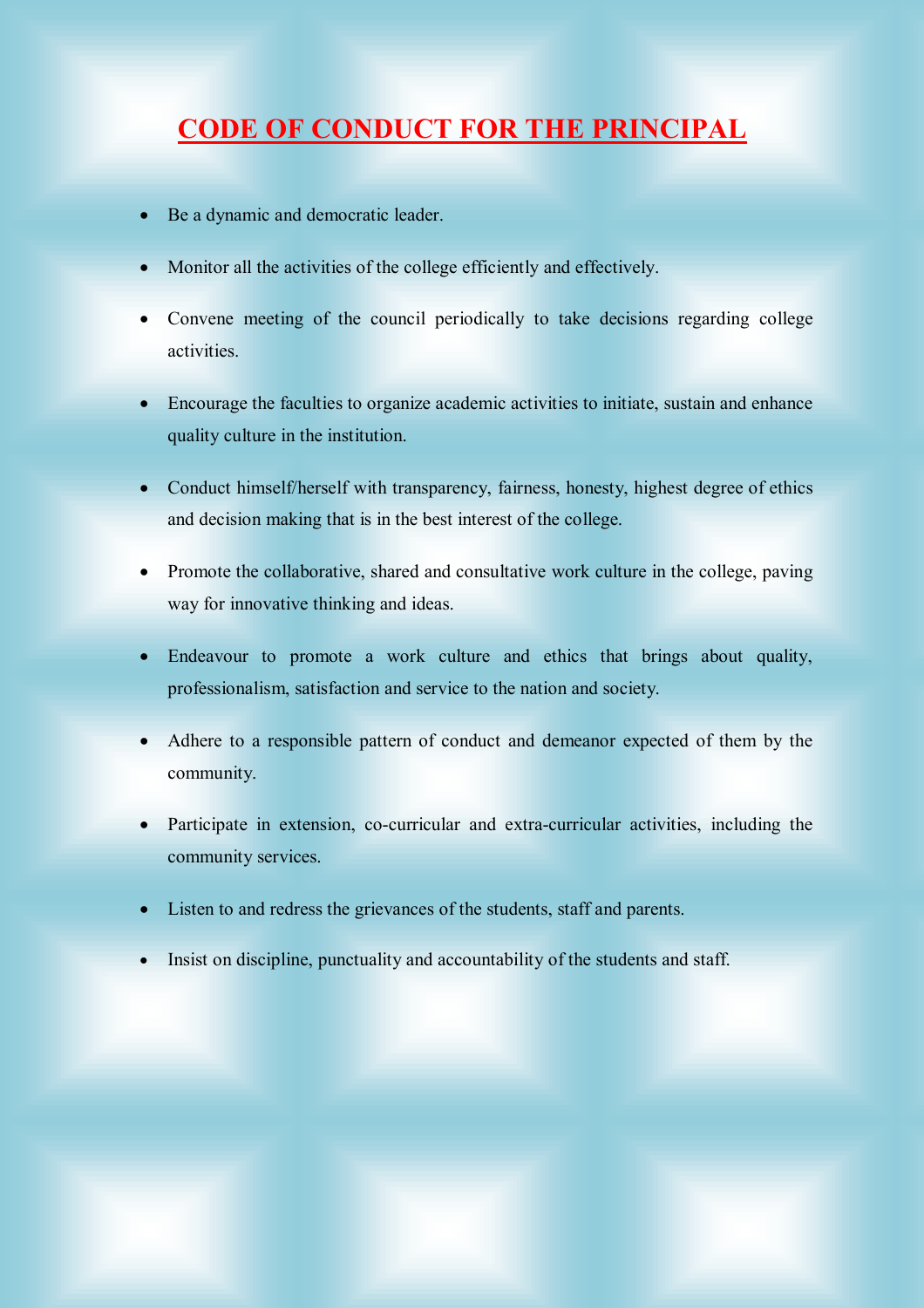# CODE OF CONDUCT FOR THE PRINCIPAL

- Be a dynamic and democratic leader.
- Monitor all the activities of the college efficiently and effectively.
- Convene meeting of the council periodically to take decisions regarding college activities.
- Encourage the faculties to organize academic activities to initiate, sustain and enhance quality culture in the institution.
- Conduct himself/herself with transparency, fairness, honesty, highest degree of ethics and decision making that is in the best interest of the college.
- Promote the collaborative, shared and consultative work culture in the college, paving way for innovative thinking and ideas.
- Endeavour to promote a work culture and ethics that brings about quality, professionalism, satisfaction and service to the nation and society.
- Adhere to a responsible pattern of conduct and demeanor expected of them by the community.
- Participate in extension, co-curricular and extra-curricular activities, including the community services.
- Listen to and redress the grievances of the students, staff and parents.
- Insist on discipline, punctuality and accountability of the students and staff.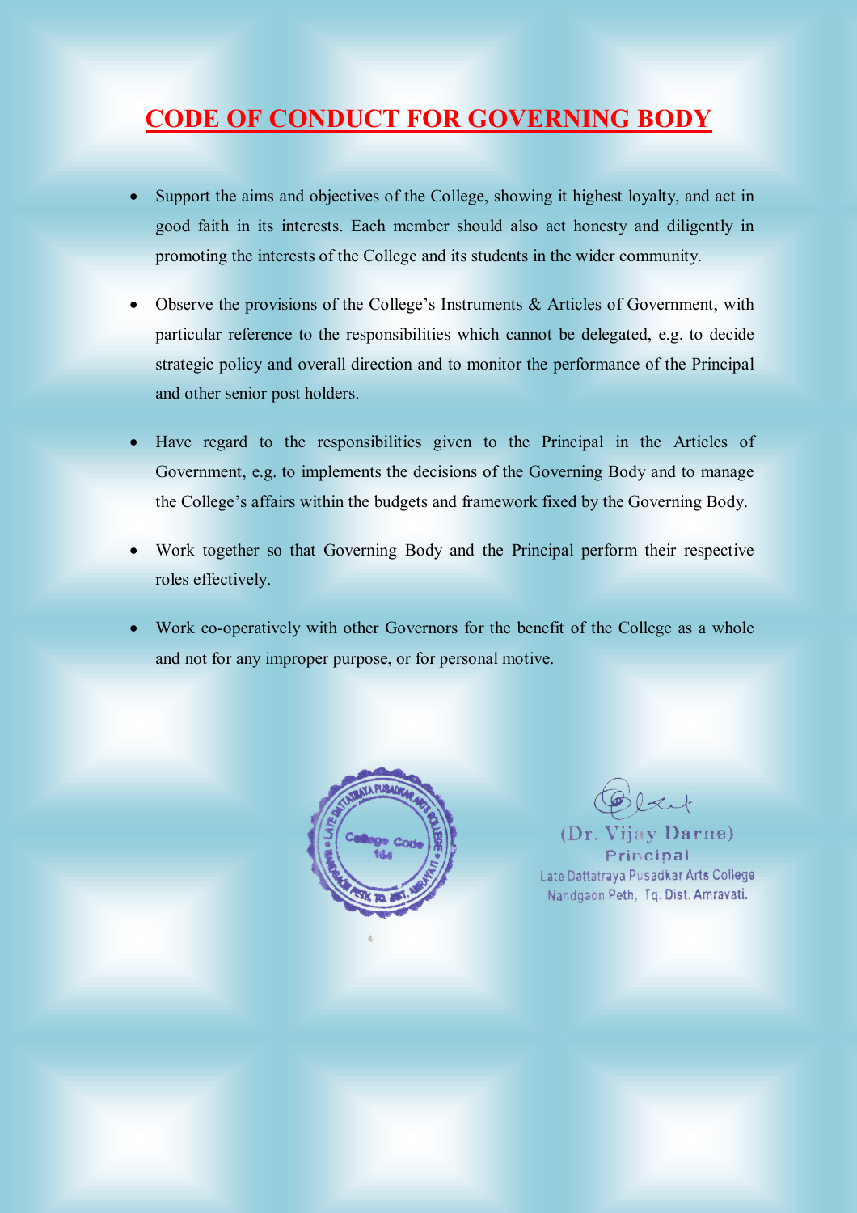# CODE OF CONDUCT FOR GOVERNING BODY

- Support the aims and objectives of the College, showing it highest loyalty, and act in good faith in its interests. Each member should also act honesty and diligently in promoting the interests of the College and its students in the wider community.
- Observe the provisions of the College's Instruments & Articles of Government, with particular reference to the responsibilities which cannot be delegated, e.g. to decide strategic policy and overall direction and to monitor the performance of the Principal and other senior post holders.
- Have regard to the responsibilities given to the Principal in the Articles of Government, e.g. to implements the decisions of the Governing Body and to manage the College's affairs within the budgets and framework fixed by the Governing Body.
- Work together so that Governing Body and the Principal perform their respective roles effectively.
- Work co-operatively with other Governors for the benefit of the College as a whole and not for any improper purpose, or for personal motive.

LATE DATTATRAYA PUSADKAR ARTS COLLEGE NANDGAON PETH, TQ. DIST. AMRAVATI
College Code 164

(Dr. Vijay Darne)
Principal
Late Dattatraya Pusadkar Arts College
Nandgaon Peth, Tq. Dist. Amravati.